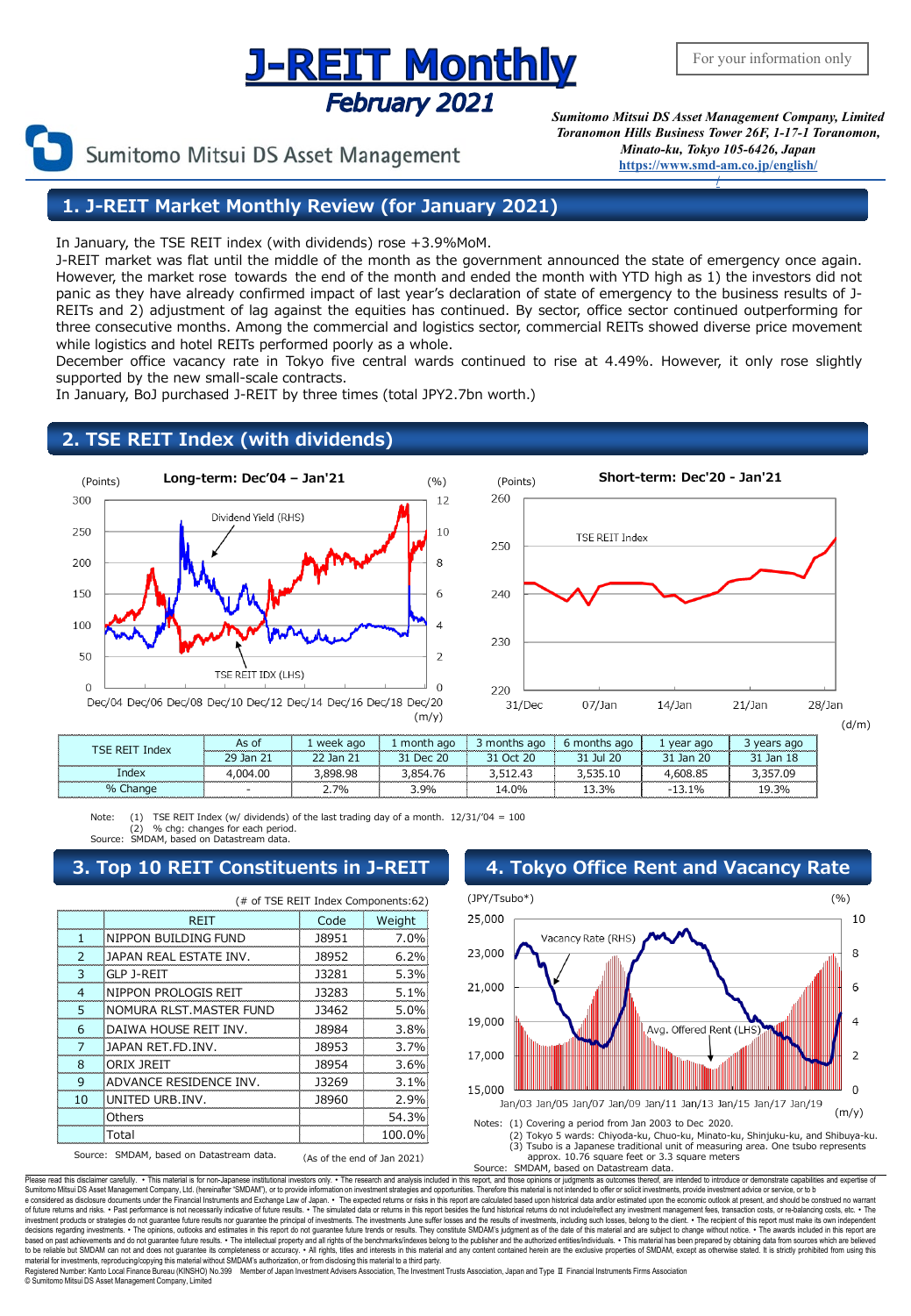# J-REIT Monthly

## February 2021

For your information only

Sumitomo Mitsui DS Asset Management

*Sumitomo Mitsui DS Asset Management Company, Limited*
*Toranomon Hills Business Tower 26F, 1-17-1 Toranomon, Minato-ku, Tokyo 105-6426, Japan*
*https://www.smd-am.co.jp/english/*

## 1. J-REIT Market Monthly Review (for January 2021)

In January, the TSE REIT index (with dividends) rose +3.9%MoM.

J-REIT market was flat until the middle of the month as the government announced the state of emergency once again. However, the market rose towards the end of the month and ended the month with YTD high as 1) the investors did not panic as they have already confirmed impact of last year's declaration of state of emergency to the business results of J-REITs and 2) adjustment of lag against the equities has continued. By sector, office sector continued outperforming for three consecutive months. Among the commercial and logistics sector, commercial REITs showed diverse price movement while logistics and hotel REITs performed poorly as a whole.

December office vacancy rate in Tokyo five central wards continued to rise at 4.49%. However, it only rose slightly supported by the new small-scale contracts.

In January, BoJ purchased J-REIT by three times (total JPY2.7bn worth.)

## 2. TSE REIT Index (with dividends)

**Long-term: Dec'04 – Jan'21**

(Points) (%)

Dividend Yield (RHS)

TSE REIT IDX (LHS)

Dec/04 Dec/06 Dec/08 Dec/10 Dec/12 Dec/14 Dec/16 Dec/18 Dec/20 (m/y)

**Short-term: Dec'20 - Jan'21**

(Points)

TSE REIT Index

31/Dec 07/Jan 14/Jan 21/Jan 28/Jan (d/m)

| TSE REIT Index | As of | 1 week ago | 1 month ago | 3 months ago | 6 months ago | 1 year ago | 3 years ago |
|---|---|---|---|---|---|---|---|
| | 29 Jan 21 | 22 Jan 21 | 31 Dec 20 | 31 Oct 20 | 31 Jul 20 | 31 Jan 20 | 31 Jan 18 |
| Index | 4,004.00 | 3,898.98 | 3,854.76 | 3,512.43 | 3,535.10 | 4,608.85 | 3,357.09 |
| % Change | - | 2.7% | 3.9% | 14.0% | 13.3% | -13.1% | 19.3% |

Note: (1) TSE REIT Index (w/ dividends) of the last trading day of a month. 12/31/'04 = 100
(2) % chg: changes for each period.
Source: SMDAM, based on Datastream data.

## 3. Top 10 REIT Constituents in J-REIT

(# of TSE REIT Index Components:62)

| | REIT | Code | Weight |
|---|---|---|---|
| 1 | NIPPON BUILDING FUND | J8951 | 7.0% |
| 2 | JAPAN REAL ESTATE INV. | J8952 | 6.2% |
| 3 | GLP J-REIT | J3281 | 5.3% |
| 4 | NIPPON PROLOGIS REIT | J3283 | 5.1% |
| 5 | NOMURA RLST.MASTER FUND | J3462 | 5.0% |
| 6 | DAIWA HOUSE REIT INV. | J8984 | 3.8% |
| 7 | JAPAN RET.FD.INV. | J8953 | 3.7% |
| 8 | ORIX JREIT | J8954 | 3.6% |
| 9 | ADVANCE RESIDENCE INV. | J3269 | 3.1% |
| 10 | UNITED URB.INV. | J8960 | 2.9% |
| | Others | | 54.3% |
| | Total | | 100.0% |

Source: SMDAM, based on Datastream data. (As of the end of Jan 2021)

## 4. Tokyo Office Rent and Vacancy Rate

(JPY/Tsubo*) (%)

Vacancy Rate (RHS)

Avg. Offered Rent (LHS)

Jan/03 Jan/05 Jan/07 Jan/09 Jan/11 Jan/13 Jan/15 Jan/17 Jan/19 (m/y)

Notes: (1) Covering a period from Jan 2003 to Dec 2020.
(2) Tokyo 5 wards: Chiyoda-ku, Chuo-ku, Minato-ku, Shinjuku-ku, and Shibuya-ku.
(3) Tsubo is a Japanese traditional unit of measuring area. One tsubo represents approx. 10.76 square feet or 3.3 square meters
Source: SMDAM, based on Datastream data.

Please read this disclaimer carefully. • This material is for non-Japanese institutional investors only. • The research and analysis included in this report, and those opinions or judgments as outcomes thereof, are intended to introduce or demonstrate capabilities and expertise of Sumitomo Mitsui DS Asset Management Company, Ltd. (hereinafter "SMDAM"), or to provide information on investment strategies and opportunities. Therefore this material is not intended to offer or solicit investments, provide investment advice or service, or to b e considered as disclosure documents under the Financial Instruments and Exchange Law of Japan. • The expected returns or risks in this report are calculated based upon historical data and/or estimated upon the economic outlook at present, and should be construed no warrant of future returns and risks. • Past performance is not necessarily indicative of future results. • The simulated data or returns in this report besides the fund historical returns do not include/reflect any investment management fees, transaction costs, or re-balancing costs, etc. • The investment products or strategies do not guarantee future results nor guarantee the principal of investments. The investments June suffer losses and the results of investments, including such losses, belong to the client. • The recipient of this report must make its own independent decisions regarding investments. • The opinions, outlooks and estimates in this report do not guarantee future trends or results. They constitute SMDAM's judgment as of the date of this material and are subject to change without notice. • The awards included in this report are based on past achievements and do not guarantee future results. • The intellectual property and all rights of the benchmarks/indexes belong to the publisher and the authorized entities/individuals. • This material has been prepared by obtaining data from sources which are believed to be reliable but SMDAM can not and does not guarantee its completeness or accuracy. • All rights, titles and interests in this material and any content contained herein are the exclusive properties of SMDAM, except as otherwise stated. It is strictly prohibited from using this material for investments, reproducing/copying this material without SMDAM's authorization, or from disclosing this material to a third party.

Registered Number: Kanto Local Finance Bureau (KINSHO) No.399 Member of Japan Investment Advisers Association, The Investment Trusts Association, Japan and Type II Financial Instruments Firms Association

© Sumitomo Mitsui DS Asset Management Company, Limited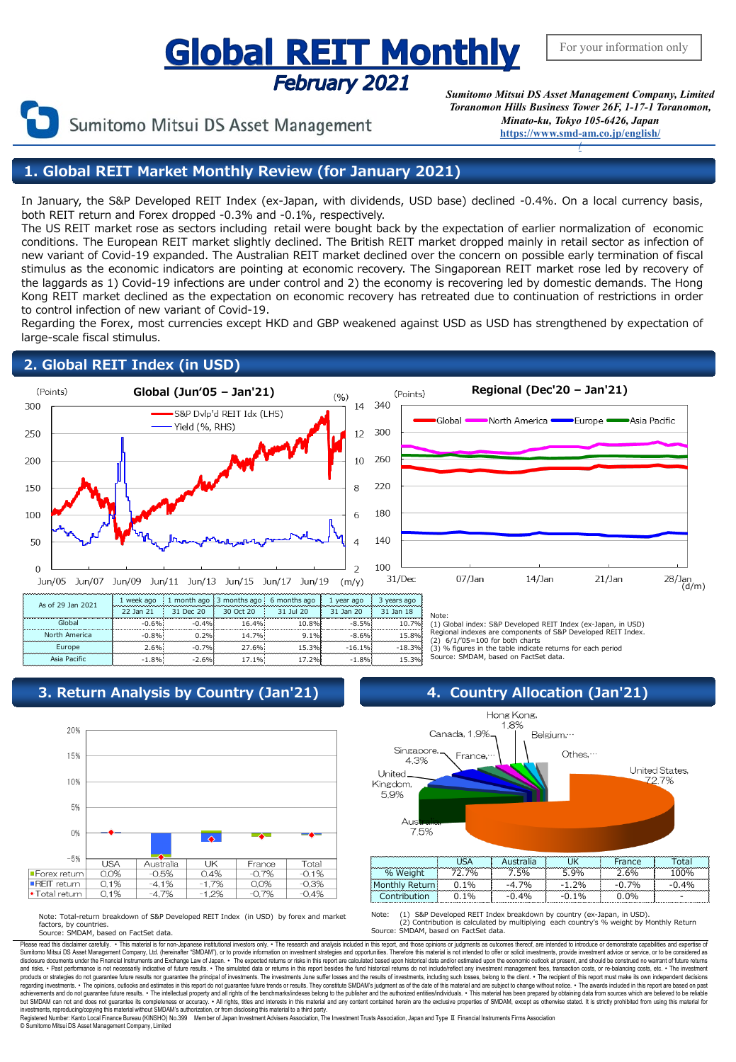# Global REIT Monthly

## February 2021

For your information only

Sumitomo Mitsui DS Asset Management

*Sumitomo Mitsui DS Asset Management Company, Limited*
*Toranomon Hills Business Tower 26F, 1-17-1 Toranomon,*
*Minato-ku, Tokyo 105-6426, Japan*
https://www.smd-am.co.jp/english/

## 1. Global REIT Market Monthly Review (for January 2021)

In January, the S&P Developed REIT Index (ex-Japan, with dividends, USD base) declined -0.4%. On a local currency basis, both REIT return and Forex dropped -0.3% and -0.1%, respectively.

The US REIT market rose as sectors including retail were bought back by the expectation of earlier normalization of economic conditions. The European REIT market slightly declined. The British REIT market dropped mainly in retail sector as infection of new variant of Covid-19 expanded. The Australian REIT market declined over the concern on possible early termination of fiscal stimulus as the economic indicators are pointing at economic recovery. The Singaporean REIT market rose led by recovery of the laggards as 1) Covid-19 infections are under control and 2) the economy is recovering led by domestic demands. The Hong Kong REIT market declined as the expectation on economic recovery has retreated due to continuation of restrictions in order to control infection of new variant of Covid-19.

Regarding the Forex, most currencies except HKD and GBP weakened against USD as USD has strengthened by expectation of large-scale fiscal stimulus.

## 2. Global REIT Index (in USD)

Global (Jun'05 – Jan'21)

(Points)
S&P Dvlp'd REIT Idx (LHS)
Yield (%, RHS)
(%)
300 250 200 150 100 50 0
14 12 10 8 6 4 2
Jun/05 Jun/07 Jun/09 Jun/11 Jun/13 Jun/15 Jun/17 Jun/19 (m/y)

Regional (Dec'20 – Jan'21)

(Points)
Global North America Europe Asia Pacific
340 300 260 220 180 140 100
31/Dec 07/Jan 14/Jan 21/Jan 28/Jan (d/m)

| As of 29 Jan 2021 | 1 week ago | 1 month ago | 3 months ago | 6 months ago | 1 year ago | 3 years ago |
|---|---|---|---|---|---|---|
| | 22 Jan 21 | 31 Dec 20 | 30 Oct 20 | 31 Jul 20 | 31 Jan 20 | 31 Jan 18 |
| Global | -0.6% | -0.4% | 16.4% | 10.8% | -8.5% | 10.7% |
| North America | -0.8% | 0.2% | 14.7% | 9.1% | -8.6% | 15.8% |
| Europe | 2.6% | -0.7% | 27.6% | 15.3% | -16.1% | -18.3% |
| Asia Pacific | -1.8% | -2.6% | 17.1% | 17.2% | -1.8% | 15.3% |

Note:
(1) Global index: S&P Developed REIT Index (ex-Japan, in USD)
Regional indexes are components of S&P Developed REIT Index.
(2) 6/1/'05=100 for both charts
(3) % figures in the table indicate returns for each period
Source: SMDAM, based on FactSet data.

## 3. Return Analysis by Country (Jan'21)

20% 15% 10% 5% 0% -5%

| | USA | Australia | UK | France | Total |
|---|---|---|---|---|---|
| Forex return | 0.0% | -0.5% | 0.4% | -0.7% | -0.1% |
| REIT return | 0.1% | -4.1% | -1.7% | 0.0% | -0.3% |
| Total return | 0.1% | -4.7% | -1.2% | -0.7% | -0.4% |

Note: Total-return breakdown of S&P Developed REIT Index (in USD) by forex and market factors, by countries.
Source: SMDAM, based on FactSet data.

## 4. Country Allocation (Jan'21)

Hong Kong, 1.8%
Canada, 1.9%
Belgium,…
Singapore, 4.3%
France,…
Othes,…
United Kingdom, 5.9%
United States, 72.7%
Australia, 7.5%

| | USA | Australia | UK | France | Total |
|---|---|---|---|---|---|
| % Weight | 72.7% | 7.5% | 5.9% | 2.6% | 100% |
| Monthly Return | 0.1% | -4.7% | -1.2% | -0.7% | -0.4% |
| Contribution | 0.1% | -0.4% | -0.1% | 0.0% | - |

Note: (1) S&P Developed REIT Index breakdown by country (ex-Japan, in USD).
(2) Contribution is calculated by multiplying each country's % weight by Monthly Return
Source: SMDAM, based on FactSet data.

Please read this disclaimer carefully. • This material is for non-Japanese institutional investors only. • The research and analysis included in this report, and those opinions or judgments as outcomes thereof, are intended to introduce or demonstrate capabilities and expertise of Sumitomo Mitsui DS Asset Management Company, Ltd. (hereinafter "SMDAM"), or to provide information on investment strategies and opportunities. Therefore this material is not intended to offer or solicit investments, provide investment advice or service, or to be considered as disclosure documents under the Financial Instruments and Exchange Law of Japan. • The expected returns or risks in this report are calculated based upon historical data and/or estimated upon the economic outlook at present, and should be construed no warrant of future returns and risks. • Past performance is not necessarily indicative of future results. • The simulated data or returns in this report besides the fund historical returns do not include/reflect any investment management fees, transaction costs, or re-balancing costs, etc. • The investment products or strategies do not guarantee future results nor guarantee the principal of investments. The investments June suffer losses and the results of investments, including such losses, belong to the client. • The recipient of this report must make its own independent decisions regarding investments. • The opinions, outlooks and estimates in this report do not guarantee future trends or results. They constitute SMDAM's judgment as of the date of this material and are subject to change without notice. • The awards included in this report are based on past achievements and do not guarantee future results. • The intellectual property and all rights of the benchmarks/indexes belong to the publisher and the authorized entities/individuals. • This material has been prepared by obtaining data from sources which are believed to be reliable but SMDAM can not and does not guarantee its completeness or accuracy. • All rights, titles and interests in this material and any content contained herein are the exclusive properties of SMDAM, except as otherwise stated. It is strictly prohibited from using this material for investments, reproducing/copying this material without SMDAM's authorization, or from disclosing this material to a third party.
Registered Number: Kanto Local Finance Bureau (KINSHO) No.399 Member of Japan Investment Advisers Association, The Investment Trusts Association, Japan and Type II Financial Instruments Firms Association
© Sumitomo Mitsui DS Asset Management Company, Limited